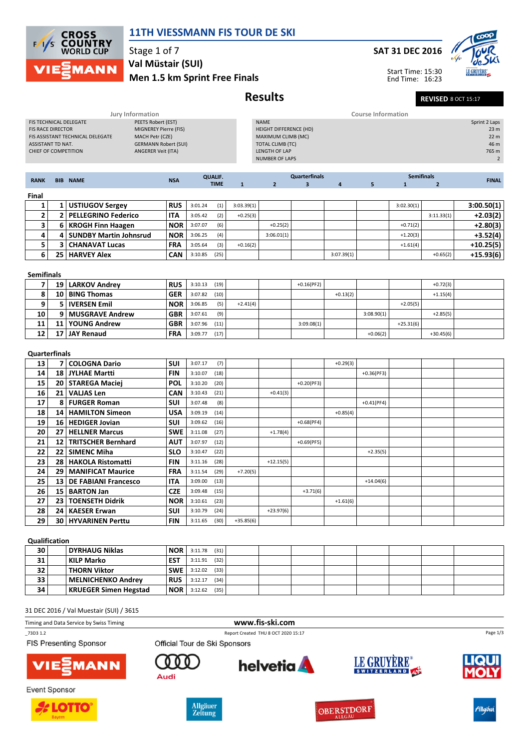# 11TH VIESSMANN FIS TOUR DE SKI

Stage 1 of 7
**Val Müstair (SUI)**
**Men 1.5 km Sprint Free Finals**

**SAT 31 DEC 2016**

Start Time: 15:30
End Time: 16:23

## Results

**REVISED** 8 OCT 15:17

### Jury Information

| | |
|---|---|
| FIS TECHNICAL DELEGATE | PEETS Robert (EST) |
| FIS RACE DIRECTOR | MIGNEREY Pierre (FIS) |
| FIS ASSISTANT TECHNICAL DELEGATE | MACH Petr (CZE) |
| ASSISTANT TD NAT. | GERMANN Robert (SUI) |
| CHIEF OF COMPETITION | ANGERER Veit (ITA) |

### Course Information

| | |
|---|---|
| NAME | Sprint 2 Laps |
| HEIGHT DIFFERENCE (HD) | 23 m |
| MAXIMUM CLIMB (MC) | 22 m |
| TOTAL CLIMB (TC) | 46 m |
| LENGTH OF LAP | 765 m |
| NUMBER OF LAPS | 2 |

### Final

| RANK | BIB | NAME | NSA | QUALIF. TIME | Quarterfinals 1 | Quarterfinals 2 | Quarterfinals 3 | Quarterfinals 4 | Quarterfinals 5 | Semifinals 1 | Semifinals 2 | FINAL |
|---|---|---|---|---|---|---|---|---|---|---|---|---|
| 1 | 1 | USTIUGOV Sergey | RUS | 3:01.24 (1) | 3:03.39(1) | | | | | 3:02.30(1) | | 3:00.50(1) |
| 2 | 2 | PELLEGRINO Federico | ITA | 3:05.42 (2) | +0.25(3) | | | | | | 3:11.33(1) | +2.03(2) |
| 3 | 6 | KROGH Finn Haagen | NOR | 3:07.07 (6) | | +0.25(2) | | | | +0.71(2) | | +2.80(3) |
| 4 | 4 | SUNDBY Martin Johnsrud | NOR | 3:06.25 (4) | | 3:06.01(1) | | | | +1.20(3) | | +3.52(4) |
| 5 | 3 | CHANAVAT Lucas | FRA | 3:05.64 (3) | +0.16(2) | | | | | +1.61(4) | | +10.25(5) |
| 6 | 25 | HARVEY Alex | CAN | 3:10.85 (25) | | | | 3:07.39(1) | | | +0.65(2) | +15.93(6) |

### Semifinals

| RANK | BIB | NAME | NSA | QUALIF. TIME | Quarterfinals 1 | Quarterfinals 2 | Quarterfinals 3 | Quarterfinals 4 | Quarterfinals 5 | Semifinals 1 | Semifinals 2 | FINAL |
|---|---|---|---|---|---|---|---|---|---|---|---|---|
| 7 | 19 | LARKOV Andrey | RUS | 3:10.13 (19) | | | +0.16(PF2) | | | | +0.72(3) | |
| 8 | 10 | BING Thomas | GER | 3:07.82 (10) | | | | +0.13(2) | | | +1.15(4) | |
| 9 | 5 | IVERSEN Emil | NOR | 3:06.85 (5) | +2.41(4) | | | | | +2.05(5) | | |
| 10 | 9 | MUSGRAVE Andrew | GBR | 3:07.61 (9) | | | | | 3:08.90(1) | | +2.85(5) | |
| 11 | 11 | YOUNG Andrew | GBR | 3:07.96 (11) | | | 3:09.08(1) | | | +25.31(6) | | |
| 12 | 17 | JAY Renaud | FRA | 3:09.77 (17) | | | | | +0.06(2) | | +30.45(6) | |

### Quarterfinals

| RANK | BIB | NAME | NSA | QUALIF. TIME | Quarterfinals 1 | Quarterfinals 2 | Quarterfinals 3 | Quarterfinals 4 | Quarterfinals 5 | Semifinals 1 | Semifinals 2 | FINAL |
|---|---|---|---|---|---|---|---|---|---|---|---|---|
| 13 | 7 | COLOGNA Dario | SUI | 3:07.17 (7) | | | | +0.29(3) | | | | |
| 14 | 18 | JYLHAE Martti | FIN | 3:10.07 (18) | | | | | +0.36(PF3) | | | |
| 15 | 20 | STAREGA Maciej | POL | 3:10.20 (20) | | | +0.20(PF3) | | | | | |
| 16 | 21 | VALJAS Len | CAN | 3:10.43 (21) | | +0.41(3) | | | | | | |
| 17 | 8 | FURGER Roman | SUI | 3:07.48 (8) | | | | | +0.41(PF4) | | | |
| 18 | 14 | HAMILTON Simeon | USA | 3:09.19 (14) | | | | +0.85(4) | | | | |
| 19 | 16 | HEDIGER Jovian | SUI | 3:09.62 (16) | | | +0.68(PF4) | | | | | |
| 20 | 27 | HELLNER Marcus | SWE | 3:11.08 (27) | | +1.78(4) | | | | | | |
| 21 | 12 | TRITSCHER Bernhard | AUT | 3:07.97 (12) | | | +0.69(PF5) | | | | | |
| 22 | 22 | SIMENC Miha | SLO | 3:10.47 (22) | | | | | +2.35(5) | | | |
| 23 | 28 | HAKOLA Ristomatti | FIN | 3:11.16 (28) | | +12.15(5) | | | | | | |
| 24 | 29 | MANIFICAT Maurice | FRA | 3:11.54 (29) | +7.20(5) | | | | | | | |
| 25 | 13 | DE FABIANI Francesco | ITA | 3:09.00 (13) | | | | | +14.04(6) | | | |
| 26 | 15 | BARTON Jan | CZE | 3:09.48 (15) | | | +3.71(6) | | | | | |
| 27 | 23 | TOENSETH Didrik | NOR | 3:10.61 (23) | | | | +1.61(6) | | | | |
| 28 | 24 | KAESER Erwan | SUI | 3:10.79 (24) | | +23.97(6) | | | | | | |
| 29 | 30 | HYVARINEN Perttu | FIN | 3:11.65 (30) | +35.85(6) | | | | | | | |

### Qualification

| RANK | BIB | NAME | NSA | QUALIF. TIME | Quarterfinals 1 | Quarterfinals 2 | Quarterfinals 3 | Quarterfinals 4 | Quarterfinals 5 | Semifinals 1 | Semifinals 2 | FINAL |
|---|---|---|---|---|---|---|---|---|---|---|---|---|
| 30 | | DYRHAUG Niklas | NOR | 3:11.78 (31) | | | | | | | | |
| 31 | | KILP Marko | EST | 3:11.91 (32) | | | | | | | | |
| 32 | | THORN Viktor | SWE | 3:12.02 (33) | | | | | | | | |
| 33 | | MELNICHENKO Andrey | RUS | 3:12.17 (34) | | | | | | | | |
| 34 | | KRUEGER Simen Hegstad | NOR | 3:12.62 (35) | | | | | | | | |

31 DEC 2016 / Val Muestair (SUI) / 3615

Timing and Data Service by Swiss Timing — www.fis-ski.com

_73D3 1.2 — Report Created THU 8 OCT 2020 15:17

FIS Presenting Sponsor — Official Tour de Ski Sponsors — Event Sponsor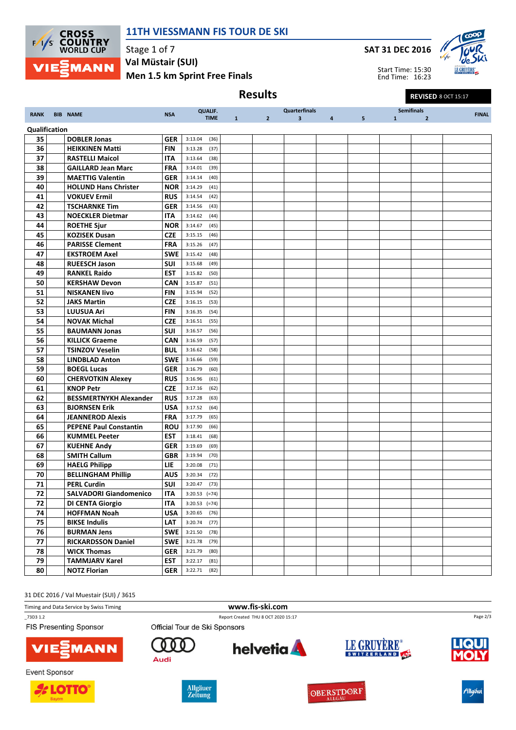# 11TH VIESSMANN FIS TOUR DE SKI

Stage 1 of 7

**Val Müstair (SUI)**

**Men 1.5 km Sprint Free Finals**

**SAT 31 DEC 2016**

Start Time: 15:30
End Time: 16:23

## Results

**REVISED** 8 OCT 15:17

| RANK | BIB | NAME | NSA | QUALIF. TIME | Quarterfinals 1 | 2 | 3 | 4 | 5 | Semifinals 1 | 2 | FINAL |
|---|---|---|---|---|---|---|---|---|---|---|---|---|
| **Qualification** | | | | | | | | | | | | |
| 35 | | DOBLER Jonas | GER | 3:13.04 (36) | | | | | | | | |
| 36 | | HEIKKINEN Matti | FIN | 3:13.28 (37) | | | | | | | | |
| 37 | | RASTELLI Maicol | ITA | 3:13.64 (38) | | | | | | | | |
| 38 | | GAILLARD Jean Marc | FRA | 3:14.01 (39) | | | | | | | | |
| 39 | | MAETTIG Valentin | GER | 3:14.14 (40) | | | | | | | | |
| 40 | | HOLUND Hans Christer | NOR | 3:14.29 (41) | | | | | | | | |
| 41 | | VOKUEV Ermil | RUS | 3:14.54 (42) | | | | | | | | |
| 42 | | TSCHARNKE Tim | GER | 3:14.56 (43) | | | | | | | | |
| 43 | | NOECKLER Dietmar | ITA | 3:14.62 (44) | | | | | | | | |
| 44 | | ROETHE Sjur | NOR | 3:14.67 (45) | | | | | | | | |
| 45 | | KOZISEK Dusan | CZE | 3:15.15 (46) | | | | | | | | |
| 46 | | PARISSE Clement | FRA | 3:15.26 (47) | | | | | | | | |
| 47 | | EKSTROEM Axel | SWE | 3:15.42 (48) | | | | | | | | |
| 48 | | RUEESCH Jason | SUI | 3:15.68 (49) | | | | | | | | |
| 49 | | RANKEL Raido | EST | 3:15.82 (50) | | | | | | | | |
| 50 | | KERSHAW Devon | CAN | 3:15.87 (51) | | | | | | | | |
| 51 | | NISKANEN Iivo | FIN | 3:15.94 (52) | | | | | | | | |
| 52 | | JAKS Martin | CZE | 3:16.15 (53) | | | | | | | | |
| 53 | | LUUSUA Ari | FIN | 3:16.35 (54) | | | | | | | | |
| 54 | | NOVAK Michal | CZE | 3:16.51 (55) | | | | | | | | |
| 55 | | BAUMANN Jonas | SUI | 3:16.57 (56) | | | | | | | | |
| 56 | | KILLICK Graeme | CAN | 3:16.59 (57) | | | | | | | | |
| 57 | | TSINZOV Veselin | BUL | 3:16.62 (58) | | | | | | | | |
| 58 | | LINDBLAD Anton | SWE | 3:16.66 (59) | | | | | | | | |
| 59 | | BOEGL Lucas | GER | 3:16.79 (60) | | | | | | | | |
| 60 | | CHERVOTKIN Alexey | RUS | 3:16.96 (61) | | | | | | | | |
| 61 | | KNOP Petr | CZE | 3:17.16 (62) | | | | | | | | |
| 62 | | BESSMERTNYKH Alexander | RUS | 3:17.28 (63) | | | | | | | | |
| 63 | | BJORNSEN Erik | USA | 3:17.52 (64) | | | | | | | | |
| 64 | | JEANNEROD Alexis | FRA | 3:17.79 (65) | | | | | | | | |
| 65 | | PEPENE Paul Constantin | ROU | 3:17.90 (66) | | | | | | | | |
| 66 | | KUMMEL Peeter | EST | 3:18.41 (68) | | | | | | | | |
| 67 | | KUEHNE Andy | GER | 3:19.69 (69) | | | | | | | | |
| 68 | | SMITH Callum | GBR | 3:19.94 (70) | | | | | | | | |
| 69 | | HAELG Philipp | LIE | 3:20.08 (71) | | | | | | | | |
| 70 | | BELLINGHAM Phillip | AUS | 3:20.34 (72) | | | | | | | | |
| 71 | | PERL Curdin | SUI | 3:20.47 (73) | | | | | | | | |
| 72 | | SALVADORI Giandomenico | ITA | 3:20.53 (=74) | | | | | | | | |
| 72 | | DI CENTA Giorgio | ITA | 3:20.53 (=74) | | | | | | | | |
| 74 | | HOFFMAN Noah | USA | 3:20.65 (76) | | | | | | | | |
| 75 | | BIKSE Indulis | LAT | 3:20.74 (77) | | | | | | | | |
| 76 | | BURMAN Jens | SWE | 3:21.50 (78) | | | | | | | | |
| 77 | | RICKARDSSON Daniel | SWE | 3:21.78 (79) | | | | | | | | |
| 78 | | WICK Thomas | GER | 3:21.79 (80) | | | | | | | | |
| 79 | | TAMMJARV Karel | EST | 3:22.17 (81) | | | | | | | | |
| 80 | | NOTZ Florian | GER | 3:22.71 (82) | | | | | | | | |

31 DEC 2016 / Val Muestair (SUI) / 3615

Timing and Data Service by Swiss Timing

www.fis-ski.com

_73D3 1.2

Report Created THU 8 OCT 2020 15:17

FIS Presenting Sponsor

Official Tour de Ski Sponsors

Event Sponsor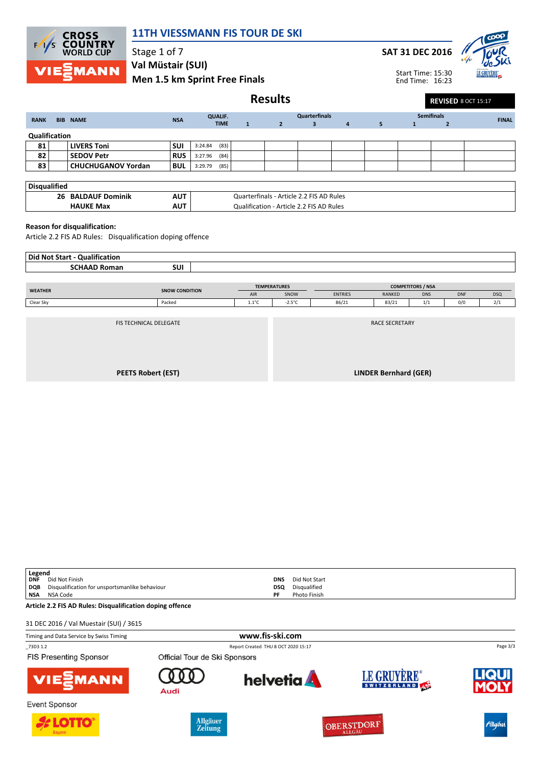# 11TH VIESSMANN FIS TOUR DE SKI

Stage 1 of 7

**Val Müstair (SUI)**

**Men 1.5 km Sprint Free Finals**

**SAT 31 DEC 2016**

Start Time: 15:30
End Time: 16:23

## Results

**REVISED** 8 OCT 15:17

| RANK | BIB | NAME | NSA | QUALIF. TIME | | Quarterfinals 1 | 2 | 3 | 4 | 5 | Semifinals 1 | 2 | FINAL |
|---|---|---|---|---|---|---|---|---|---|---|---|---|---|
| **Qualification** | | | | | | | | | | | | | |
| 81 | | LIVERS Toni | SUI | 3:24.84 | (83) | | | | | | | | |
| 82 | | SEDOV Petr | RUS | 3:27.96 | (84) | | | | | | | | |
| 83 | | CHUCHUGANOV Yordan | BUL | 3:29.79 | (85) | | | | | | | | |

| Disqualified | | | |
|---|---|---|---|
| 26 | BALDAUF Dominik | AUT | Quarterfinals - Article 2.2 FIS AD Rules |
| | HAUKE Max | AUT | Qualification - Article 2.2 FIS AD Rules |

**Reason for disqualification:**

Article 2.2 FIS AD Rules: Disqualification doping offence

| Did Not Start - Qualification | |
|---|---|
| SCHAAD Roman | SUI |

| WEATHER | SNOW CONDITION | TEMPERATURES AIR | TEMPERATURES SNOW | COMPETITORS / NSA ENTRIES | RANKED | DNS | DNF | DSQ |
|---|---|---|---|---|---|---|---|---|
| Clear Sky | Packed | 1.1°C | -2.5°C | 86/21 | 83/21 | 1/1 | 0/0 | 2/1 |

FIS TECHNICAL DELEGATE

**PEETS Robert (EST)**

RACE SECRETARY

**LINDER Bernhard (GER)**

**Legend**

- **DNF** Did Not Finish
- **DQB** Disqualification for unsportsmanlike behaviour
- **NSA** NSA Code
- **DNS** Did Not Start
- **DSQ** Disqualified
- **PF** Photo Finish

**Article 2.2 FIS AD Rules: Disqualification doping offence**

31 DEC 2016 / Val Muestair (SUI) / 3615

Timing and Data Service by Swiss Timing

www.fis-ski.com

_73D3 1.2

Report Created THU 8 OCT 2020 15:17

FIS Presenting Sponsor

Official Tour de Ski Sponsors

Event Sponsor